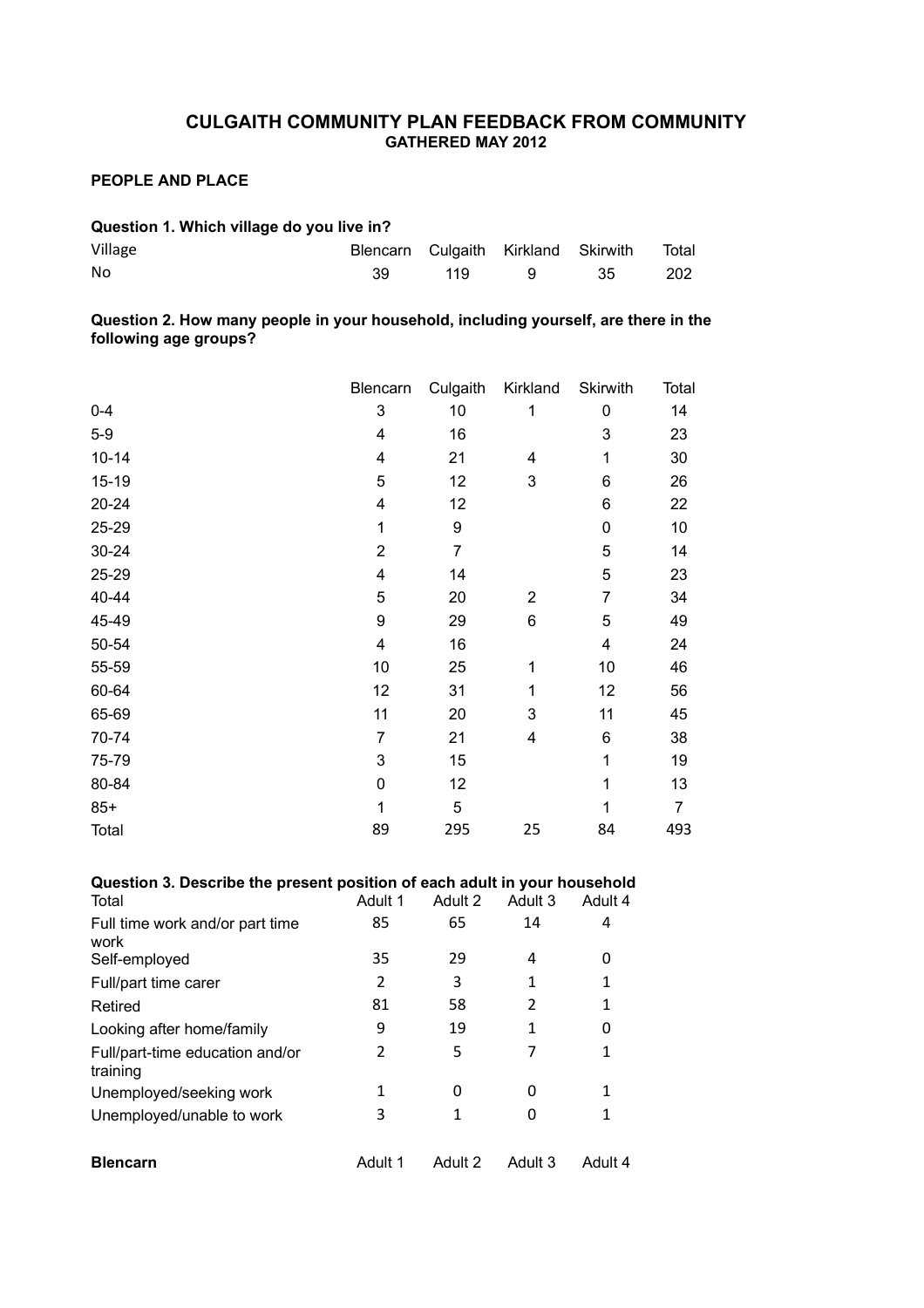## CULGAITH COMMUNITY PLAN FEEDBACK FROM COMMUNITY
### GATHERED MAY 2012

**PEOPLE AND PLACE**

**Question 1. Which village do you live in?**

| Village | Blencarn | Culgaith | Kirkland | Skirwith | Total |
|---|---|---|---|---|---|
| No | 39 | 119 | 9 | 35 | 202 |

**Question 2. How many people in your household, including yourself, are there in the following age groups?**

| | Blencarn | Culgaith | Kirkland | Skirwith | Total |
|---|---|---|---|---|---|
| 0-4 | 3 | 10 | 1 | 0 | 14 |
| 5-9 | 4 | 16 | | 3 | 23 |
| 10-14 | 4 | 21 | 4 | 1 | 30 |
| 15-19 | 5 | 12 | 3 | 6 | 26 |
| 20-24 | 4 | 12 | | 6 | 22 |
| 25-29 | 1 | 9 | | 0 | 10 |
| 30-24 | 2 | 7 | | 5 | 14 |
| 25-29 | 4 | 14 | | 5 | 23 |
| 40-44 | 5 | 20 | 2 | 7 | 34 |
| 45-49 | 9 | 29 | 6 | 5 | 49 |
| 50-54 | 4 | 16 | | 4 | 24 |
| 55-59 | 10 | 25 | 1 | 10 | 46 |
| 60-64 | 12 | 31 | 1 | 12 | 56 |
| 65-69 | 11 | 20 | 3 | 11 | 45 |
| 70-74 | 7 | 21 | 4 | 6 | 38 |
| 75-79 | 3 | 15 | | 1 | 19 |
| 80-84 | 0 | 12 | | 1 | 13 |
| 85+ | 1 | 5 | | 1 | 7 |
| Total | 89 | 295 | 25 | 84 | 493 |

**Question 3. Describe the present position of each adult in your household**

| Total | Adult 1 | Adult 2 | Adult 3 | Adult 4 |
|---|---|---|---|---|
| Full time work and/or part time work | 85 | 65 | 14 | 4 |
| Self-employed | 35 | 29 | 4 | 0 |
| Full/part time carer | 2 | 3 | 1 | 1 |
| Retired | 81 | 58 | 2 | 1 |
| Looking after home/family | 9 | 19 | 1 | 0 |
| Full/part-time education and/or training | 2 | 5 | 7 | 1 |
| Unemployed/seeking work | 1 | 0 | 0 | 1 |
| Unemployed/unable to work | 3 | 1 | 0 | 1 |

| **Blencarn** | Adult 1 | Adult 2 | Adult 3 | Adult 4 |
|---|---|---|---|---|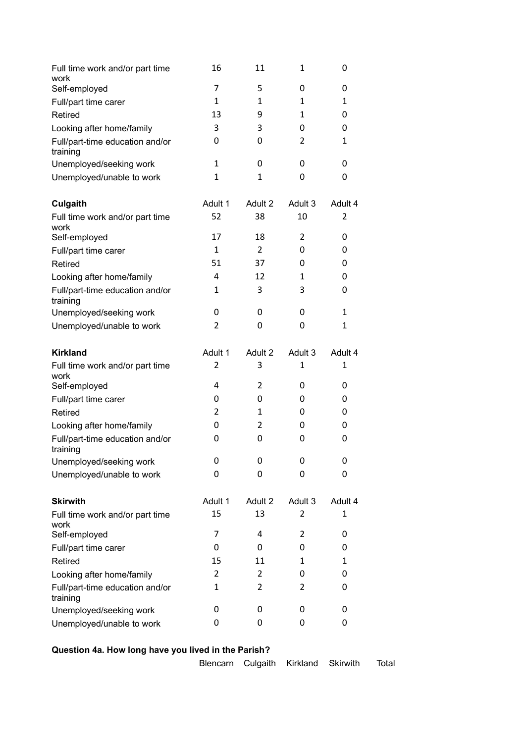| | | | | |
|---|---|---|---|---|
| Full time work and/or part time work | 16 | 11 | 1 | 0 |
| Self-employed | 7 | 5 | 0 | 0 |
| Full/part time carer | 1 | 1 | 1 | 1 |
| Retired | 13 | 9 | 1 | 0 |
| Looking after home/family | 3 | 3 | 0 | 0 |
| Full/part-time education and/or training | 0 | 0 | 2 | 1 |
| Unemployed/seeking work | 1 | 0 | 0 | 0 |
| Unemployed/unable to work | 1 | 1 | 0 | 0 |

| **Culgaith** | Adult 1 | Adult 2 | Adult 3 | Adult 4 |
|---|---|---|---|---|
| Full time work and/or part time work | 52 | 38 | 10 | 2 |
| Self-employed | 17 | 18 | 2 | 0 |
| Full/part time carer | 1 | 2 | 0 | 0 |
| Retired | 51 | 37 | 0 | 0 |
| Looking after home/family | 4 | 12 | 1 | 0 |
| Full/part-time education and/or training | 1 | 3 | 3 | 0 |
| Unemployed/seeking work | 0 | 0 | 0 | 1 |
| Unemployed/unable to work | 2 | 0 | 0 | 1 |

| **Kirkland** | Adult 1 | Adult 2 | Adult 3 | Adult 4 |
|---|---|---|---|---|
| Full time work and/or part time work | 2 | 3 | 1 | 1 |
| Self-employed | 4 | 2 | 0 | 0 |
| Full/part time carer | 0 | 0 | 0 | 0 |
| Retired | 2 | 1 | 0 | 0 |
| Looking after home/family | 0 | 2 | 0 | 0 |
| Full/part-time education and/or training | 0 | 0 | 0 | 0 |
| Unemployed/seeking work | 0 | 0 | 0 | 0 |
| Unemployed/unable to work | 0 | 0 | 0 | 0 |

| **Skirwith** | Adult 1 | Adult 2 | Adult 3 | Adult 4 |
|---|---|---|---|---|
| Full time work and/or part time work | 15 | 13 | 2 | 1 |
| Self-employed | 7 | 4 | 2 | 0 |
| Full/part time carer | 0 | 0 | 0 | 0 |
| Retired | 15 | 11 | 1 | 1 |
| Looking after home/family | 2 | 2 | 0 | 0 |
| Full/part-time education and/or training | 1 | 2 | 2 | 0 |
| Unemployed/seeking work | 0 | 0 | 0 | 0 |
| Unemployed/unable to work | 0 | 0 | 0 | 0 |

**Question 4a. How long have you lived in the Parish?**

| | Blencarn | Culgaith | Kirkland | Skirwith | Total |
|---|---|---|---|---|---|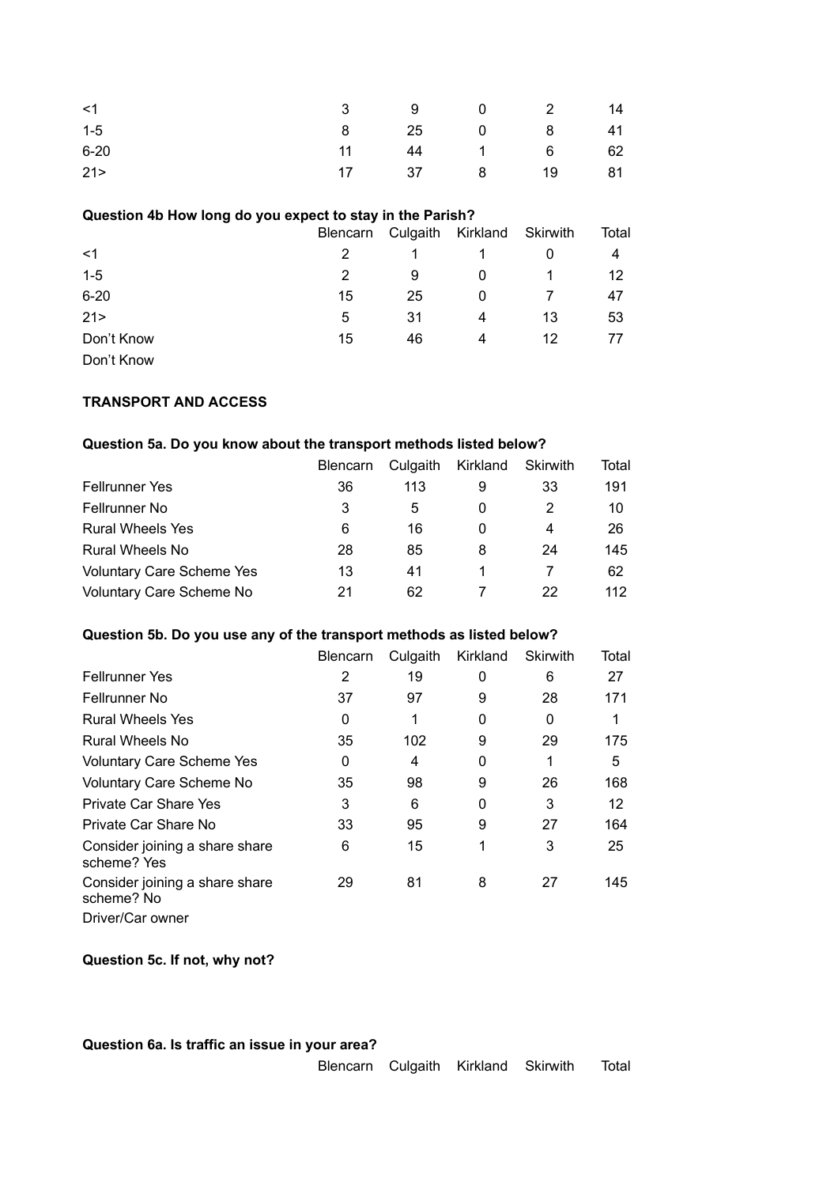| | | | | | |
|---|---|---|---|---|---|
| <1 | 3 | 9 | 0 | 2 | 14 |
| 1-5 | 8 | 25 | 0 | 8 | 41 |
| 6-20 | 11 | 44 | 1 | 6 | 62 |
| 21> | 17 | 37 | 8 | 19 | 81 |

**Question 4b How long do you expect to stay in the Parish?**

| | Blencarn | Culgaith | Kirkland | Skirwith | Total |
|---|---|---|---|---|---|
| <1 | 2 | 1 | 1 | 0 | 4 |
| 1-5 | 2 | 9 | 0 | 1 | 12 |
| 6-20 | 15 | 25 | 0 | 7 | 47 |
| 21> | 5 | 31 | 4 | 13 | 53 |
| Don't Know | 15 | 46 | 4 | 12 | 77 |
| Don't Know | | | | | |

**TRANSPORT AND ACCESS**

**Question 5a. Do you know about the transport methods listed below?**

| | Blencarn | Culgaith | Kirkland | Skirwith | Total |
|---|---|---|---|---|---|
| Fellrunner Yes | 36 | 113 | 9 | 33 | 191 |
| Fellrunner No | 3 | 5 | 0 | 2 | 10 |
| Rural Wheels Yes | 6 | 16 | 0 | 4 | 26 |
| Rural Wheels No | 28 | 85 | 8 | 24 | 145 |
| Voluntary Care Scheme Yes | 13 | 41 | 1 | 7 | 62 |
| Voluntary Care Scheme No | 21 | 62 | 7 | 22 | 112 |

**Question 5b. Do you use any of the transport methods as listed below?**

| | Blencarn | Culgaith | Kirkland | Skirwith | Total |
|---|---|---|---|---|---|
| Fellrunner Yes | 2 | 19 | 0 | 6 | 27 |
| Fellrunner No | 37 | 97 | 9 | 28 | 171 |
| Rural Wheels Yes | 0 | 1 | 0 | 0 | 1 |
| Rural Wheels No | 35 | 102 | 9 | 29 | 175 |
| Voluntary Care Scheme Yes | 0 | 4 | 0 | 1 | 5 |
| Voluntary Care Scheme No | 35 | 98 | 9 | 26 | 168 |
| Private Car Share Yes | 3 | 6 | 0 | 3 | 12 |
| Private Car Share No | 33 | 95 | 9 | 27 | 164 |
| Consider joining a share share scheme? Yes | 6 | 15 | 1 | 3 | 25 |
| Consider joining a share share scheme? No | 29 | 81 | 8 | 27 | 145 |
| Driver/Car owner | | | | | |

**Question 5c. If not, why not?**

**Question 6a. Is traffic an issue in your area?**

| | Blencarn | Culgaith | Kirkland | Skirwith | Total |
|---|---|---|---|---|---|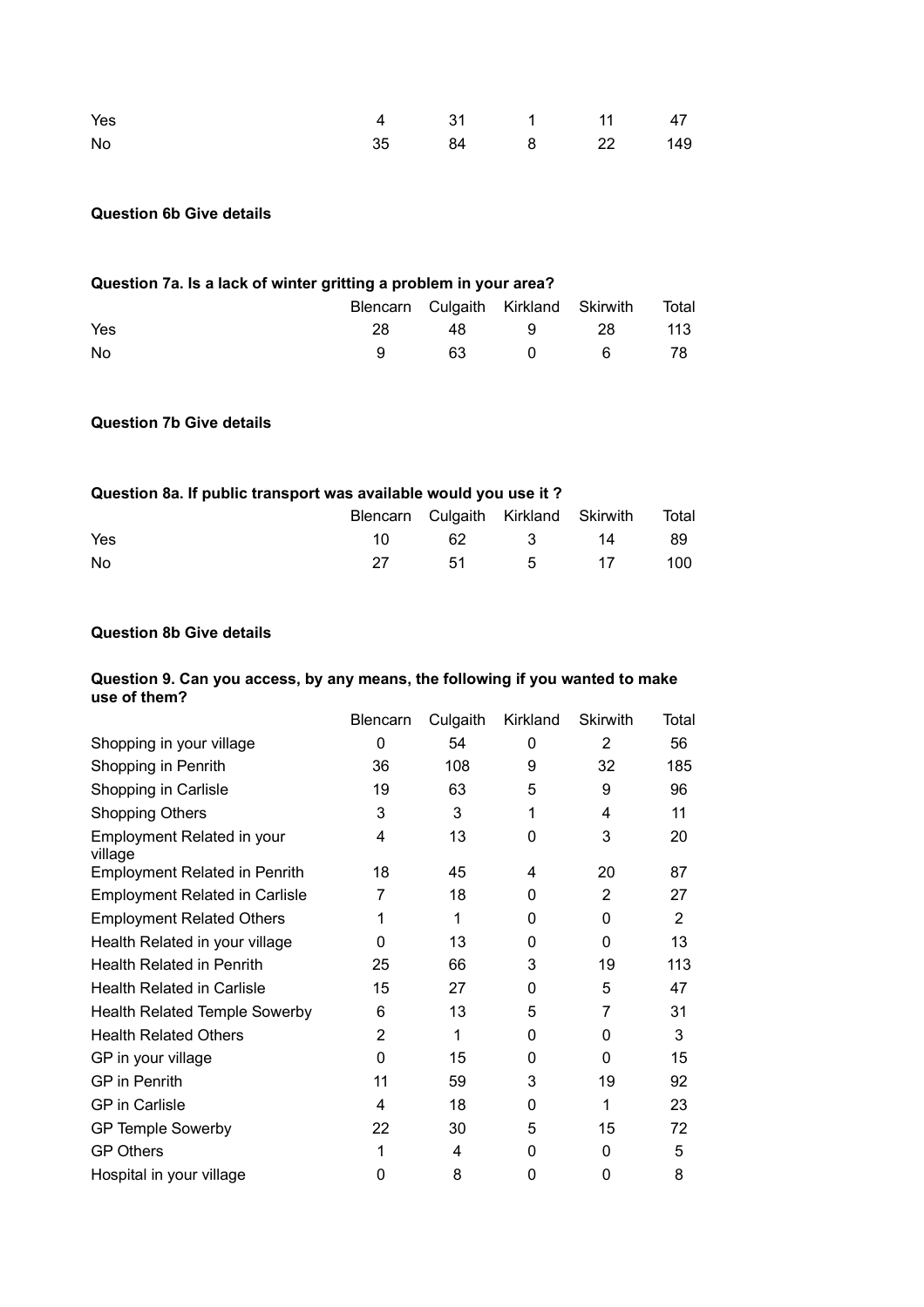| | | | | | |
|---|---|---|---|---|---|
| Yes | 4 | 31 | 1 | 11 | 47 |
| No | 35 | 84 | 8 | 22 | 149 |

**Question 6b Give details**

**Question 7a. Is a lack of winter gritting a problem in your area?**

| | Blencarn | Culgaith | Kirkland | Skirwith | Total |
|---|---|---|---|---|---|
| Yes | 28 | 48 | 9 | 28 | 113 |
| No | 9 | 63 | 0 | 6 | 78 |

**Question 7b Give details**

**Question 8a. If public transport was available would you use it ?**

| | Blencarn | Culgaith | Kirkland | Skirwith | Total |
|---|---|---|---|---|---|
| Yes | 10 | 62 | 3 | 14 | 89 |
| No | 27 | 51 | 5 | 17 | 100 |

**Question 8b Give details**

**Question 9. Can you access, by any means, the following if you wanted to make use of them?**

| | Blencarn | Culgaith | Kirkland | Skirwith | Total |
|---|---|---|---|---|---|
| Shopping in your village | 0 | 54 | 0 | 2 | 56 |
| Shopping in Penrith | 36 | 108 | 9 | 32 | 185 |
| Shopping in Carlisle | 19 | 63 | 5 | 9 | 96 |
| Shopping Others | 3 | 3 | 1 | 4 | 11 |
| Employment Related in your village | 4 | 13 | 0 | 3 | 20 |
| Employment Related in Penrith | 18 | 45 | 4 | 20 | 87 |
| Employment Related in Carlisle | 7 | 18 | 0 | 2 | 27 |
| Employment Related Others | 1 | 1 | 0 | 0 | 2 |
| Health Related in your village | 0 | 13 | 0 | 0 | 13 |
| Health Related in Penrith | 25 | 66 | 3 | 19 | 113 |
| Health Related in Carlisle | 15 | 27 | 0 | 5 | 47 |
| Health Related Temple Sowerby | 6 | 13 | 5 | 7 | 31 |
| Health Related Others | 2 | 1 | 0 | 0 | 3 |
| GP in your village | 0 | 15 | 0 | 0 | 15 |
| GP in Penrith | 11 | 59 | 3 | 19 | 92 |
| GP in Carlisle | 4 | 18 | 0 | 1 | 23 |
| GP Temple Sowerby | 22 | 30 | 5 | 15 | 72 |
| GP Others | 1 | 4 | 0 | 0 | 5 |
| Hospital in your village | 0 | 8 | 0 | 0 | 8 |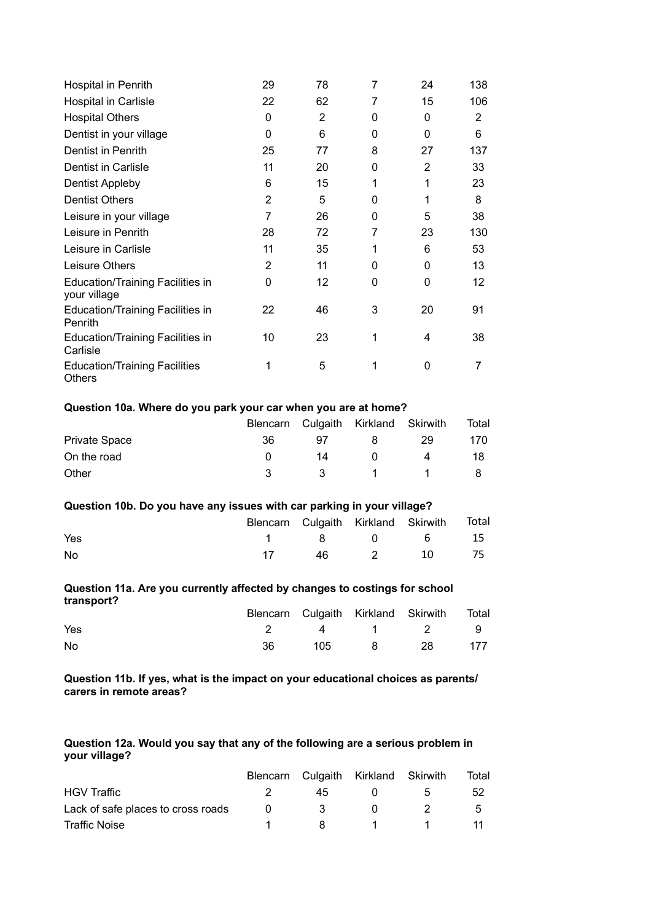| | | | | | |
|---|---|---|---|---|---|
| Hospital in Penrith | 29 | 78 | 7 | 24 | 138 |
| Hospital in Carlisle | 22 | 62 | 7 | 15 | 106 |
| Hospital Others | 0 | 2 | 0 | 0 | 2 |
| Dentist in your village | 0 | 6 | 0 | 0 | 6 |
| Dentist in Penrith | 25 | 77 | 8 | 27 | 137 |
| Dentist in Carlisle | 11 | 20 | 0 | 2 | 33 |
| Dentist Appleby | 6 | 15 | 1 | 1 | 23 |
| Dentist Others | 2 | 5 | 0 | 1 | 8 |
| Leisure in your village | 7 | 26 | 0 | 5 | 38 |
| Leisure in Penrith | 28 | 72 | 7 | 23 | 130 |
| Leisure in Carlisle | 11 | 35 | 1 | 6 | 53 |
| Leisure Others | 2 | 11 | 0 | 0 | 13 |
| Education/Training Facilities in your village | 0 | 12 | 0 | 0 | 12 |
| Education/Training Facilities in Penrith | 22 | 46 | 3 | 20 | 91 |
| Education/Training Facilities in Carlisle | 10 | 23 | 1 | 4 | 38 |
| Education/Training Facilities Others | 1 | 5 | 1 | 0 | 7 |

**Question 10a. Where do you park your car when you are at home?**

| | Blencarn | Culgaith | Kirkland | Skirwith | Total |
|---|---|---|---|---|---|
| Private Space | 36 | 97 | 8 | 29 | 170 |
| On the road | 0 | 14 | 0 | 4 | 18 |
| Other | 3 | 3 | 1 | 1 | 8 |

**Question 10b. Do you have any issues with car parking in your village?**

| | Blencarn | Culgaith | Kirkland | Skirwith | Total |
|---|---|---|---|---|---|
| Yes | 1 | 8 | 0 | 6 | 15 |
| No | 17 | 46 | 2 | 10 | 75 |

**Question 11a. Are you currently affected by changes to costings for school transport?**

| | Blencarn | Culgaith | Kirkland | Skirwith | Total |
|---|---|---|---|---|---|
| Yes | 2 | 4 | 1 | 2 | 9 |
| No | 36 | 105 | 8 | 28 | 177 |

**Question 11b. If yes, what is the impact on your educational choices as parents/ carers in remote areas?**

**Question 12a. Would you say that any of the following are a serious problem in your village?**

| | Blencarn | Culgaith | Kirkland | Skirwith | Total |
|---|---|---|---|---|---|
| HGV Traffic | 2 | 45 | 0 | 5 | 52 |
| Lack of safe places to cross roads | 0 | 3 | 0 | 2 | 5 |
| Traffic Noise | 1 | 8 | 1 | 1 | 11 |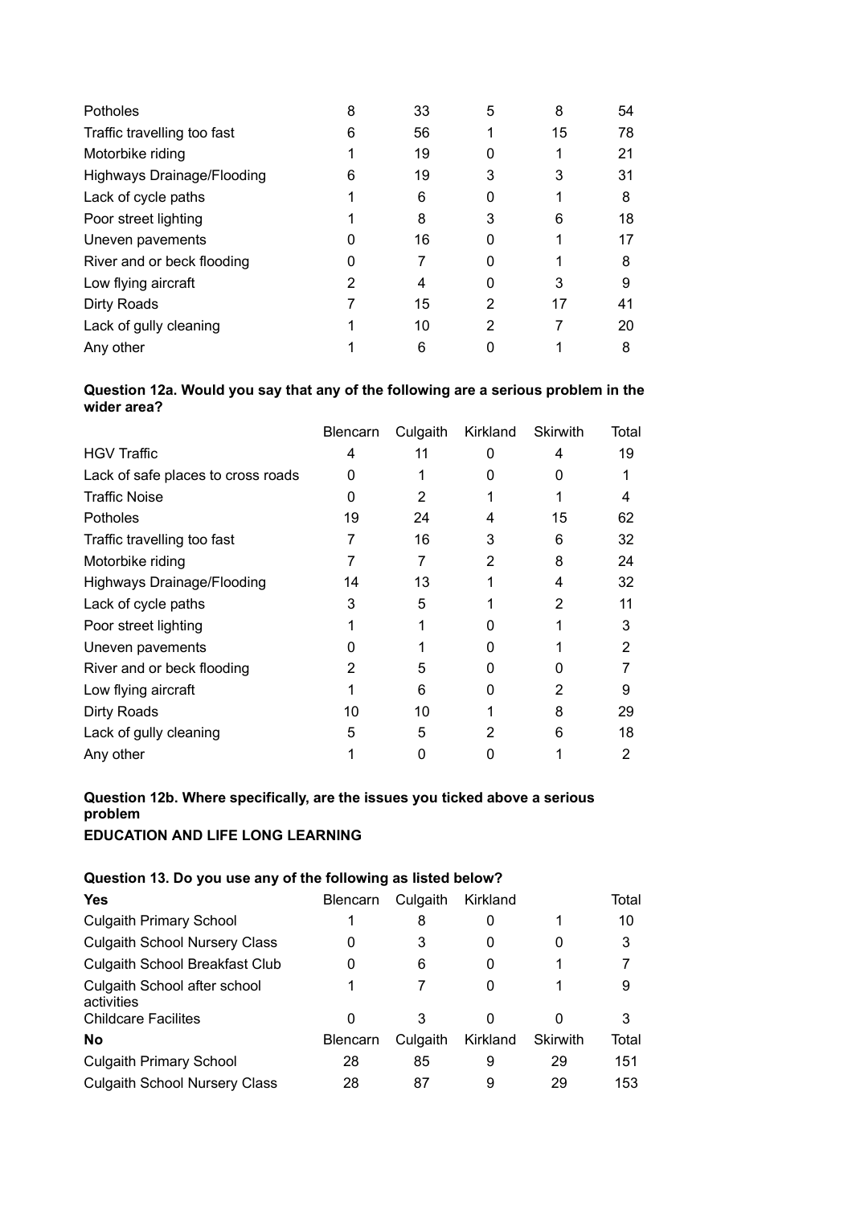| | | | | | |
|---|---|---|---|---|---|
| Potholes | 8 | 33 | 5 | 8 | 54 |
| Traffic travelling too fast | 6 | 56 | 1 | 15 | 78 |
| Motorbike riding | 1 | 19 | 0 | 1 | 21 |
| Highways Drainage/Flooding | 6 | 19 | 3 | 3 | 31 |
| Lack of cycle paths | 1 | 6 | 0 | 1 | 8 |
| Poor street lighting | 1 | 8 | 3 | 6 | 18 |
| Uneven pavements | 0 | 16 | 0 | 1 | 17 |
| River and or beck flooding | 0 | 7 | 0 | 1 | 8 |
| Low flying aircraft | 2 | 4 | 0 | 3 | 9 |
| Dirty Roads | 7 | 15 | 2 | 17 | 41 |
| Lack of gully cleaning | 1 | 10 | 2 | 7 | 20 |
| Any other | 1 | 6 | 0 | 1 | 8 |

**Question 12a. Would you say that any of the following are a serious problem in the wider area?**

| | Blencarn | Culgaith | Kirkland | Skirwith | Total |
|---|---|---|---|---|---|
| HGV Traffic | 4 | 11 | 0 | 4 | 19 |
| Lack of safe places to cross roads | 0 | 1 | 0 | 0 | 1 |
| Traffic Noise | 0 | 2 | 1 | 1 | 4 |
| Potholes | 19 | 24 | 4 | 15 | 62 |
| Traffic travelling too fast | 7 | 16 | 3 | 6 | 32 |
| Motorbike riding | 7 | 7 | 2 | 8 | 24 |
| Highways Drainage/Flooding | 14 | 13 | 1 | 4 | 32 |
| Lack of cycle paths | 3 | 5 | 1 | 2 | 11 |
| Poor street lighting | 1 | 1 | 0 | 1 | 3 |
| Uneven pavements | 0 | 1 | 0 | 1 | 2 |
| River and or beck flooding | 2 | 5 | 0 | 0 | 7 |
| Low flying aircraft | 1 | 6 | 0 | 2 | 9 |
| Dirty Roads | 10 | 10 | 1 | 8 | 29 |
| Lack of gully cleaning | 5 | 5 | 2 | 6 | 18 |
| Any other | 1 | 0 | 0 | 1 | 2 |

**Question 12b. Where specifically, are the issues you ticked above a serious problem**

**EDUCATION AND LIFE LONG LEARNING**

**Question 13. Do you use any of the following as listed below?**

| **Yes** | Blencarn | Culgaith | Kirkland | | Total |
|---|---|---|---|---|---|
| Culgaith Primary School | 1 | 8 | 0 | 1 | 10 |
| Culgaith School Nursery Class | 0 | 3 | 0 | 0 | 3 |
| Culgaith School Breakfast Club | 0 | 6 | 0 | 1 | 7 |
| Culgaith School after school activities | 1 | 7 | 0 | 1 | 9 |
| Childcare Facilites | 0 | 3 | 0 | 0 | 3 |
| **No** | Blencarn | Culgaith | Kirkland | Skirwith | Total |
| Culgaith Primary School | 28 | 85 | 9 | 29 | 151 |
| Culgaith School Nursery Class | 28 | 87 | 9 | 29 | 153 |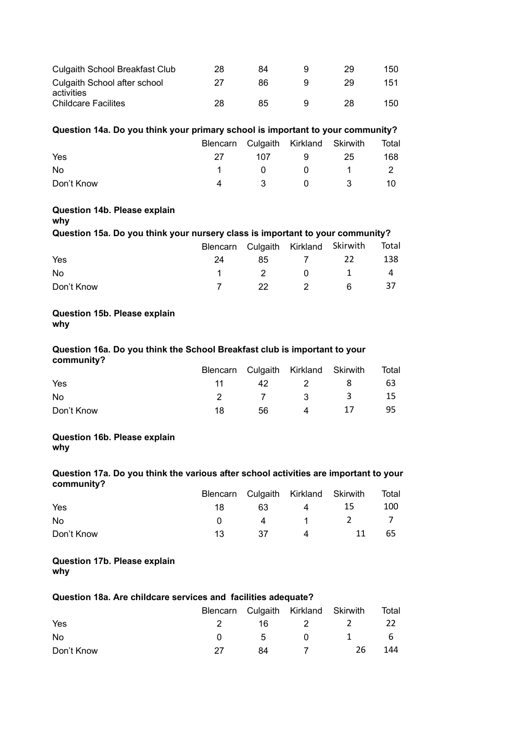| | | | | | |
|---|---|---|---|---|---|
| Culgaith School Breakfast Club | 28 | 84 | 9 | 29 | 150 |
| Culgaith School after school activities | 27 | 86 | 9 | 29 | 151 |
| Childcare Facilites | 28 | 85 | 9 | 28 | 150 |

**Question 14a. Do you think your primary school is important to your community?**

| | Blencarn | Culgaith | Kirkland | Skirwith | Total |
|---|---|---|---|---|---|
| Yes | 27 | 107 | 9 | 25 | 168 |
| No | 1 | 0 | 0 | 1 | 2 |
| Don't Know | 4 | 3 | 0 | 3 | 10 |

**Question 14b. Please explain why**

**Question 15a. Do you think your nursery class is important to your community?**

| | Blencarn | Culgaith | Kirkland | Skirwith | Total |
|---|---|---|---|---|---|
| Yes | 24 | 85 | 7 | 22 | 138 |
| No | 1 | 2 | 0 | 1 | 4 |
| Don't Know | 7 | 22 | 2 | 6 | 37 |

**Question 15b. Please explain why**

**Question 16a. Do you think the School Breakfast club is important to your community?**

| | Blencarn | Culgaith | Kirkland | Skirwith | Total |
|---|---|---|---|---|---|
| Yes | 11 | 42 | 2 | 8 | 63 |
| No | 2 | 7 | 3 | 3 | 15 |
| Don't Know | 18 | 56 | 4 | 17 | 95 |

**Question 16b. Please explain why**

**Question 17a. Do you think the various after school activities are important to your community?**

| | Blencarn | Culgaith | Kirkland | Skirwith | Total |
|---|---|---|---|---|---|
| Yes | 18 | 63 | 4 | 15 | 100 |
| No | 0 | 4 | 1 | 2 | 7 |
| Don't Know | 13 | 37 | 4 | 11 | 65 |

**Question 17b. Please explain why**

**Question 18a. Are childcare services and facilities adequate?**

| | Blencarn | Culgaith | Kirkland | Skirwith | Total |
|---|---|---|---|---|---|
| Yes | 2 | 16 | 2 | 2 | 22 |
| No | 0 | 5 | 0 | 1 | 6 |
| Don't Know | 27 | 84 | 7 | 26 | 144 |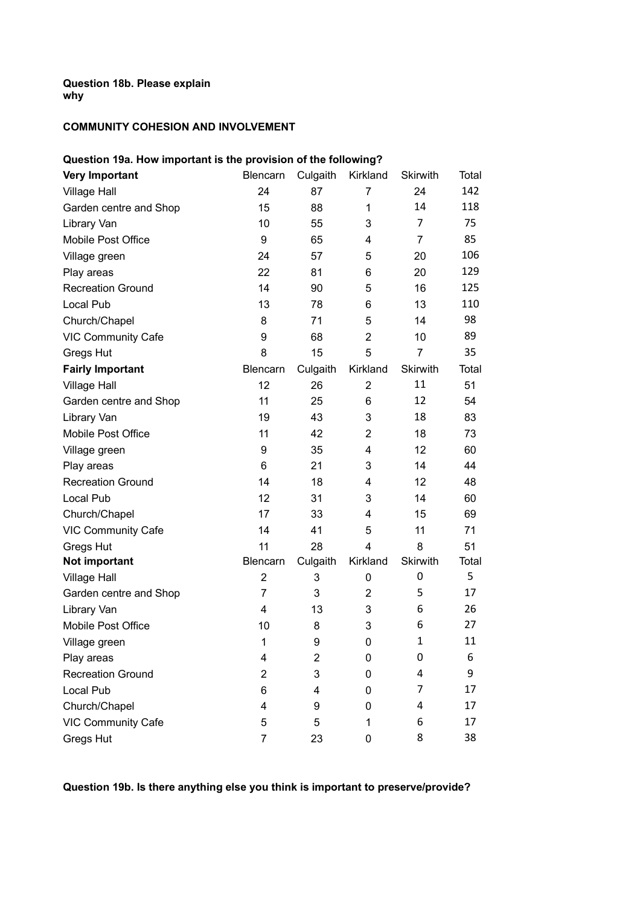**Question 18b. Please explain why**

**COMMUNITY COHESION AND INVOLVEMENT**

**Question 19a. How important is the provision of the following?**

| **Very Important** | Blencarn | Culgaith | Kirkland | Skirwith | Total |
|---|---|---|---|---|---|
| Village Hall | 24 | 87 | 7 | 24 | 142 |
| Garden centre and Shop | 15 | 88 | 1 | 14 | 118 |
| Library Van | 10 | 55 | 3 | 7 | 75 |
| Mobile Post Office | 9 | 65 | 4 | 7 | 85 |
| Village green | 24 | 57 | 5 | 20 | 106 |
| Play areas | 22 | 81 | 6 | 20 | 129 |
| Recreation Ground | 14 | 90 | 5 | 16 | 125 |
| Local Pub | 13 | 78 | 6 | 13 | 110 |
| Church/Chapel | 8 | 71 | 5 | 14 | 98 |
| VIC Community Cafe | 9 | 68 | 2 | 10 | 89 |
| Gregs Hut | 8 | 15 | 5 | 7 | 35 |
| **Fairly Important** | Blencarn | Culgaith | Kirkland | Skirwith | Total |
| Village Hall | 12 | 26 | 2 | 11 | 51 |
| Garden centre and Shop | 11 | 25 | 6 | 12 | 54 |
| Library Van | 19 | 43 | 3 | 18 | 83 |
| Mobile Post Office | 11 | 42 | 2 | 18 | 73 |
| Village green | 9 | 35 | 4 | 12 | 60 |
| Play areas | 6 | 21 | 3 | 14 | 44 |
| Recreation Ground | 14 | 18 | 4 | 12 | 48 |
| Local Pub | 12 | 31 | 3 | 14 | 60 |
| Church/Chapel | 17 | 33 | 4 | 15 | 69 |
| VIC Community Cafe | 14 | 41 | 5 | 11 | 71 |
| Gregs Hut | 11 | 28 | 4 | 8 | 51 |
| **Not important** | Blencarn | Culgaith | Kirkland | Skirwith | Total |
| Village Hall | 2 | 3 | 0 | 0 | 5 |
| Garden centre and Shop | 7 | 3 | 2 | 5 | 17 |
| Library Van | 4 | 13 | 3 | 6 | 26 |
| Mobile Post Office | 10 | 8 | 3 | 6 | 27 |
| Village green | 1 | 9 | 0 | 1 | 11 |
| Play areas | 4 | 2 | 0 | 0 | 6 |
| Recreation Ground | 2 | 3 | 0 | 4 | 9 |
| Local Pub | 6 | 4 | 0 | 7 | 17 |
| Church/Chapel | 4 | 9 | 0 | 4 | 17 |
| VIC Community Cafe | 5 | 5 | 1 | 6 | 17 |
| Gregs Hut | 7 | 23 | 0 | 8 | 38 |

**Question 19b. Is there anything else you think is important to preserve/provide?**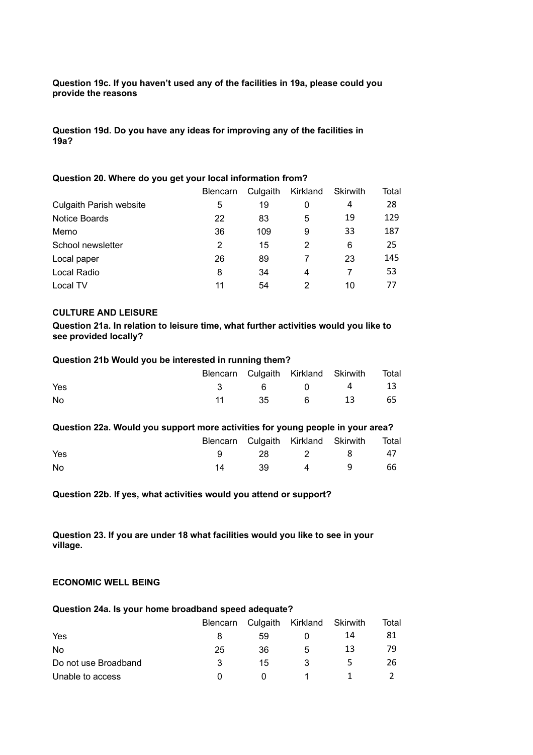**Question 19c. If you haven't used any of the facilities in 19a, please could you provide the reasons**

**Question 19d. Do you have any ideas for improving any of the facilities in 19a?**

**Question 20. Where do you get your local information from?**

| | Blencarn | Culgaith | Kirkland | Skirwith | Total |
|---|---|---|---|---|---|
| Culgaith Parish website | 5 | 19 | 0 | 4 | 28 |
| Notice Boards | 22 | 83 | 5 | 19 | 129 |
| Memo | 36 | 109 | 9 | 33 | 187 |
| School newsletter | 2 | 15 | 2 | 6 | 25 |
| Local paper | 26 | 89 | 7 | 23 | 145 |
| Local Radio | 8 | 34 | 4 | 7 | 53 |
| Local TV | 11 | 54 | 2 | 10 | 77 |

**CULTURE AND LEISURE**

**Question 21a. In relation to leisure time, what further activities would you like to see provided locally?**

**Question 21b Would you be interested in running them?**

| | Blencarn | Culgaith | Kirkland | Skirwith | Total |
|---|---|---|---|---|---|
| Yes | 3 | 6 | 0 | 4 | 13 |
| No | 11 | 35 | 6 | 13 | 65 |

**Question 22a. Would you support more activities for young people in your area?**

| | Blencarn | Culgaith | Kirkland | Skirwith | Total |
|---|---|---|---|---|---|
| Yes | 9 | 28 | 2 | 8 | 47 |
| No | 14 | 39 | 4 | 9 | 66 |

**Question 22b. If yes, what activities would you attend or support?**

**Question 23. If you are under 18 what facilities would you like to see in your village.**

**ECONOMIC WELL BEING**

**Question 24a. Is your home broadband speed adequate?**

| | Blencarn | Culgaith | Kirkland | Skirwith | Total |
|---|---|---|---|---|---|
| Yes | 8 | 59 | 0 | 14 | 81 |
| No | 25 | 36 | 5 | 13 | 79 |
| Do not use Broadband | 3 | 15 | 3 | 5 | 26 |
| Unable to access | 0 | 0 | 1 | 1 | 2 |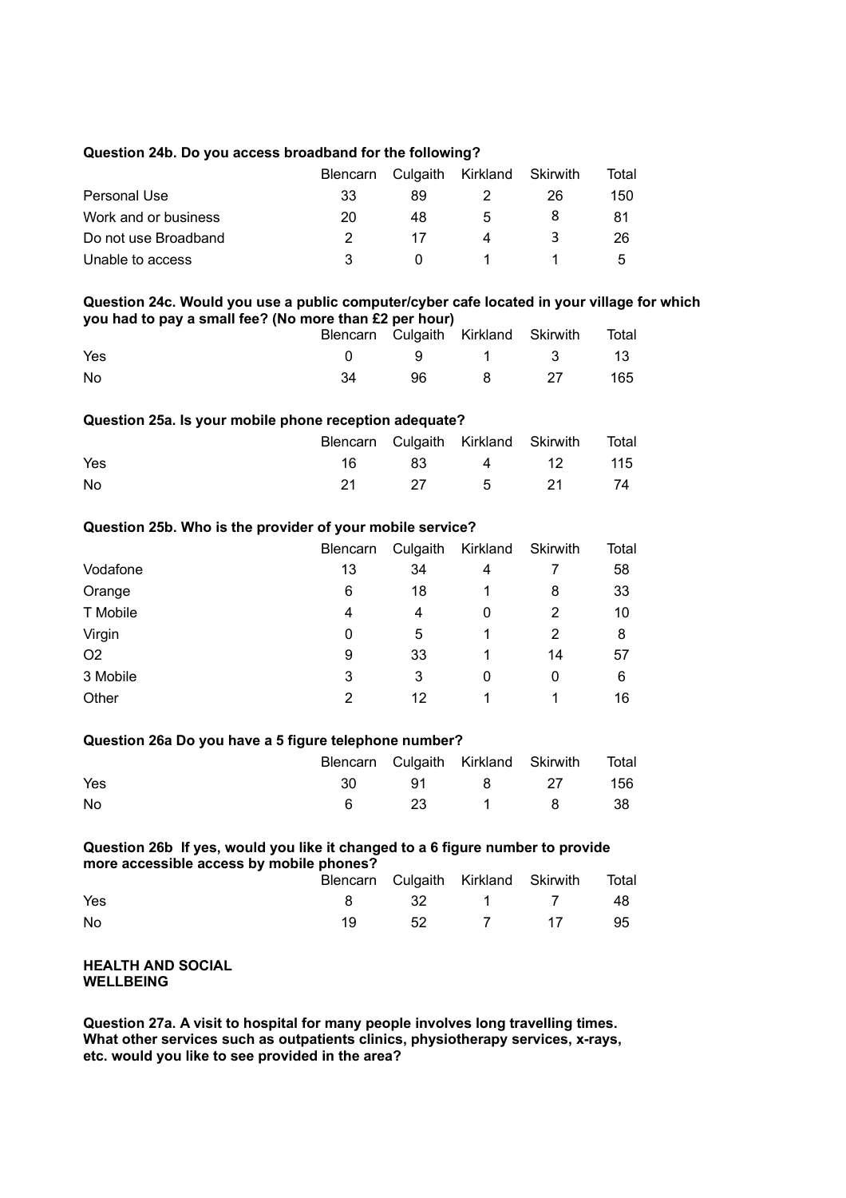**Question 24b. Do you access broadband for the following?**

| | Blencarn | Culgaith | Kirkland | Skirwith | Total |
|---|---|---|---|---|---|
| Personal Use | 33 | 89 | 2 | 26 | 150 |
| Work and or business | 20 | 48 | 5 | 8 | 81 |
| Do not use Broadband | 2 | 17 | 4 | 3 | 26 |
| Unable to access | 3 | 0 | 1 | 1 | 5 |

**Question 24c. Would you use a public computer/cyber cafe located in your village for which you had to pay a small fee? (No more than £2 per hour)**

| | Blencarn | Culgaith | Kirkland | Skirwith | Total |
|---|---|---|---|---|---|
| Yes | 0 | 9 | 1 | 3 | 13 |
| No | 34 | 96 | 8 | 27 | 165 |

**Question 25a. Is your mobile phone reception adequate?**

| | Blencarn | Culgaith | Kirkland | Skirwith | Total |
|---|---|---|---|---|---|
| Yes | 16 | 83 | 4 | 12 | 115 |
| No | 21 | 27 | 5 | 21 | 74 |

**Question 25b. Who is the provider of your mobile service?**

| | Blencarn | Culgaith | Kirkland | Skirwith | Total |
|---|---|---|---|---|---|
| Vodafone | 13 | 34 | 4 | 7 | 58 |
| Orange | 6 | 18 | 1 | 8 | 33 |
| T Mobile | 4 | 4 | 0 | 2 | 10 |
| Virgin | 0 | 5 | 1 | 2 | 8 |
| O2 | 9 | 33 | 1 | 14 | 57 |
| 3 Mobile | 3 | 3 | 0 | 0 | 6 |
| Other | 2 | 12 | 1 | 1 | 16 |

**Question 26a Do you have a 5 figure telephone number?**

| | Blencarn | Culgaith | Kirkland | Skirwith | Total |
|---|---|---|---|---|---|
| Yes | 30 | 91 | 8 | 27 | 156 |
| No | 6 | 23 | 1 | 8 | 38 |

**Question 26b If yes, would you like it changed to a 6 figure number to provide more accessible access by mobile phones?**

| | Blencarn | Culgaith | Kirkland | Skirwith | Total |
|---|---|---|---|---|---|
| Yes | 8 | 32 | 1 | 7 | 48 |
| No | 19 | 52 | 7 | 17 | 95 |

## HEALTH AND SOCIAL WELLBEING

**Question 27a. A visit to hospital for many people involves long travelling times. What other services such as outpatients clinics, physiotherapy services, x-rays, etc. would you like to see provided in the area?**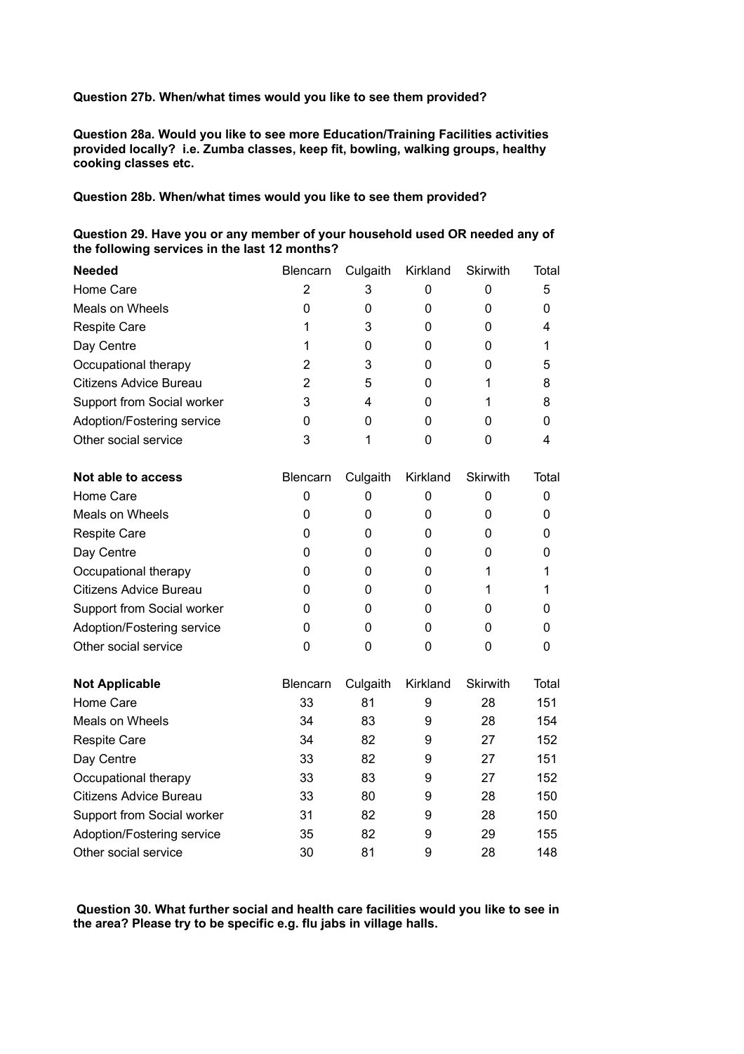**Question 27b. When/what times would you like to see them provided?**

**Question 28a. Would you like to see more Education/Training Facilities activities provided locally? i.e. Zumba classes, keep fit, bowling, walking groups, healthy cooking classes etc.**

**Question 28b. When/what times would you like to see them provided?**

**Question 29. Have you or any member of your household used OR needed any of the following services in the last 12 months?**

| **Needed** | Blencarn | Culgaith | Kirkland | Skirwith | Total |
|---|---|---|---|---|---|
| Home Care | 2 | 3 | 0 | 0 | 5 |
| Meals on Wheels | 0 | 0 | 0 | 0 | 0 |
| Respite Care | 1 | 3 | 0 | 0 | 4 |
| Day Centre | 1 | 0 | 0 | 0 | 1 |
| Occupational therapy | 2 | 3 | 0 | 0 | 5 |
| Citizens Advice Bureau | 2 | 5 | 0 | 1 | 8 |
| Support from Social worker | 3 | 4 | 0 | 1 | 8 |
| Adoption/Fostering service | 0 | 0 | 0 | 0 | 0 |
| Other social service | 3 | 1 | 0 | 0 | 4 |

| **Not able to access** | Blencarn | Culgaith | Kirkland | Skirwith | Total |
|---|---|---|---|---|---|
| Home Care | 0 | 0 | 0 | 0 | 0 |
| Meals on Wheels | 0 | 0 | 0 | 0 | 0 |
| Respite Care | 0 | 0 | 0 | 0 | 0 |
| Day Centre | 0 | 0 | 0 | 0 | 0 |
| Occupational therapy | 0 | 0 | 0 | 1 | 1 |
| Citizens Advice Bureau | 0 | 0 | 0 | 1 | 1 |
| Support from Social worker | 0 | 0 | 0 | 0 | 0 |
| Adoption/Fostering service | 0 | 0 | 0 | 0 | 0 |
| Other social service | 0 | 0 | 0 | 0 | 0 |

| **Not Applicable** | Blencarn | Culgaith | Kirkland | Skirwith | Total |
|---|---|---|---|---|---|
| Home Care | 33 | 81 | 9 | 28 | 151 |
| Meals on Wheels | 34 | 83 | 9 | 28 | 154 |
| Respite Care | 34 | 82 | 9 | 27 | 152 |
| Day Centre | 33 | 82 | 9 | 27 | 151 |
| Occupational therapy | 33 | 83 | 9 | 27 | 152 |
| Citizens Advice Bureau | 33 | 80 | 9 | 28 | 150 |
| Support from Social worker | 31 | 82 | 9 | 28 | 150 |
| Adoption/Fostering service | 35 | 82 | 9 | 29 | 155 |
| Other social service | 30 | 81 | 9 | 28 | 148 |

**Question 30. What further social and health care facilities would you like to see in the area? Please try to be specific e.g. flu jabs in village halls.**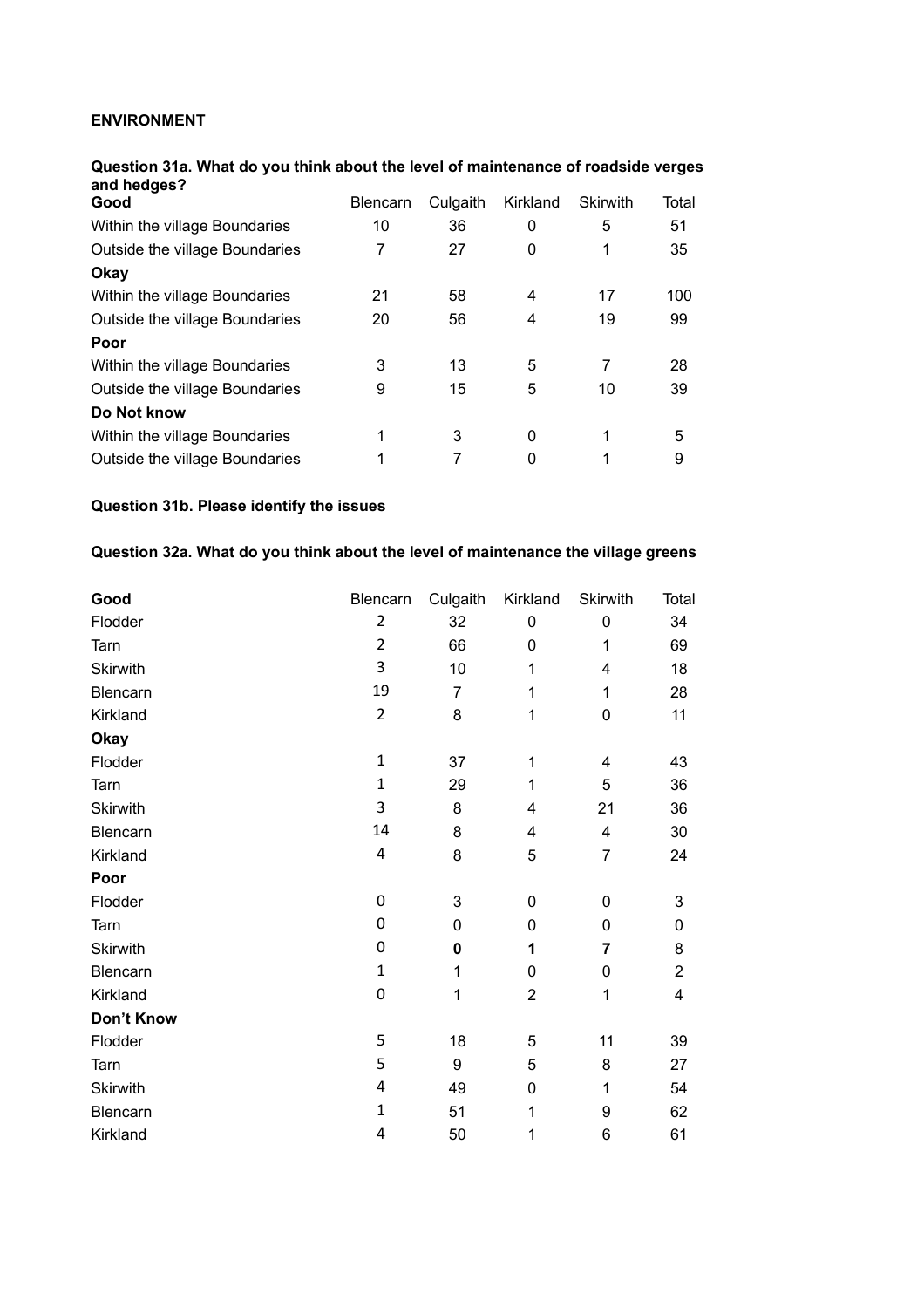**ENVIRONMENT**

**Question 31a. What do you think about the level of maintenance of roadside verges and hedges?**

| Good | Blencarn | Culgaith | Kirkland | Skirwith | Total |
|---|---|---|---|---|---|
| Within the village Boundaries | 10 | 36 | 0 | 5 | 51 |
| Outside the village Boundaries | 7 | 27 | 0 | 1 | 35 |
| **Okay** | | | | | |
| Within the village Boundaries | 21 | 58 | 4 | 17 | 100 |
| Outside the village Boundaries | 20 | 56 | 4 | 19 | 99 |
| **Poor** | | | | | |
| Within the village Boundaries | 3 | 13 | 5 | 7 | 28 |
| Outside the village Boundaries | 9 | 15 | 5 | 10 | 39 |
| **Do Not know** | | | | | |
| Within the village Boundaries | 1 | 3 | 0 | 1 | 5 |
| Outside the village Boundaries | 1 | 7 | 0 | 1 | 9 |

**Question 31b. Please identify the issues**

**Question 32a. What do you think about the level of maintenance the village greens**

| Good | Blencarn | Culgaith | Kirkland | Skirwith | Total |
|---|---|---|---|---|---|
| Flodder | 2 | 32 | 0 | 0 | 34 |
| Tarn | 2 | 66 | 0 | 1 | 69 |
| Skirwith | 3 | 10 | 1 | 4 | 18 |
| Blencarn | 19 | 7 | 1 | 1 | 28 |
| Kirkland | 2 | 8 | 1 | 0 | 11 |
| **Okay** | | | | | |
| Flodder | 1 | 37 | 1 | 4 | 43 |
| Tarn | 1 | 29 | 1 | 5 | 36 |
| Skirwith | 3 | 8 | 4 | 21 | 36 |
| Blencarn | 14 | 8 | 4 | 4 | 30 |
| Kirkland | 4 | 8 | 5 | 7 | 24 |
| **Poor** | | | | | |
| Flodder | 0 | 3 | 0 | 0 | 3 |
| Tarn | 0 | 0 | 0 | 0 | 0 |
| Skirwith | 0 | **0** | **1** | **7** | 8 |
| Blencarn | 1 | 1 | 0 | 0 | 2 |
| Kirkland | 0 | 1 | 2 | 1 | 4 |
| **Don't Know** | | | | | |
| Flodder | 5 | 18 | 5 | 11 | 39 |
| Tarn | 5 | 9 | 5 | 8 | 27 |
| Skirwith | 4 | 49 | 0 | 1 | 54 |
| Blencarn | 1 | 51 | 1 | 9 | 62 |
| Kirkland | 4 | 50 | 1 | 6 | 61 |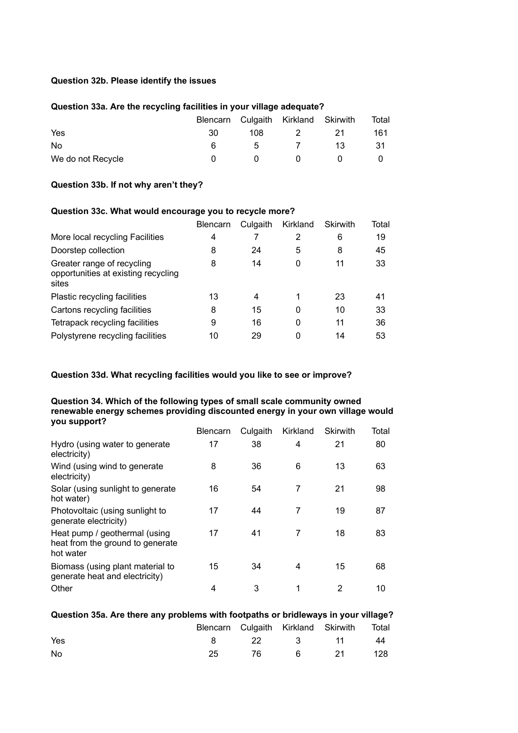**Question 32b. Please identify the issues**

**Question 33a. Are the recycling facilities in your village adequate?**

| | Blencarn | Culgaith | Kirkland | Skirwith | Total |
|---|---|---|---|---|---|
| Yes | 30 | 108 | 2 | 21 | 161 |
| No | 6 | 5 | 7 | 13 | 31 |
| We do not Recycle | 0 | 0 | 0 | 0 | 0 |

**Question 33b. If not why aren't they?**

**Question 33c. What would encourage you to recycle more?**

| | Blencarn | Culgaith | Kirkland | Skirwith | Total |
|---|---|---|---|---|---|
| More local recycling Facilities | 4 | 7 | 2 | 6 | 19 |
| Doorstep collection | 8 | 24 | 5 | 8 | 45 |
| Greater range of recycling opportunities at existing recycling sites | 8 | 14 | 0 | 11 | 33 |
| Plastic recycling facilities | 13 | 4 | 1 | 23 | 41 |
| Cartons recycling facilities | 8 | 15 | 0 | 10 | 33 |
| Tetrapack recycling facilities | 9 | 16 | 0 | 11 | 36 |
| Polystyrene recycling facilities | 10 | 29 | 0 | 14 | 53 |

**Question 33d. What recycling facilities would you like to see or improve?**

**Question 34. Which of the following types of small scale community owned renewable energy schemes providing discounted energy in your own village would you support?**

| | Blencarn | Culgaith | Kirkland | Skirwith | Total |
|---|---|---|---|---|---|
| Hydro (using water to generate electricity) | 17 | 38 | 4 | 21 | 80 |
| Wind (using wind to generate electricity) | 8 | 36 | 6 | 13 | 63 |
| Solar (using sunlight to generate hot water) | 16 | 54 | 7 | 21 | 98 |
| Photovoltaic (using sunlight to generate electricity) | 17 | 44 | 7 | 19 | 87 |
| Heat pump / geothermal (using heat from the ground to generate hot water | 17 | 41 | 7 | 18 | 83 |
| Biomass (using plant material to generate heat and electricity) | 15 | 34 | 4 | 15 | 68 |
| Other | 4 | 3 | 1 | 2 | 10 |

**Question 35a. Are there any problems with footpaths or bridleways in your village?**

| | Blencarn | Culgaith | Kirkland | Skirwith | Total |
|---|---|---|---|---|---|
| Yes | 8 | 22 | 3 | 11 | 44 |
| No | 25 | 76 | 6 | 21 | 128 |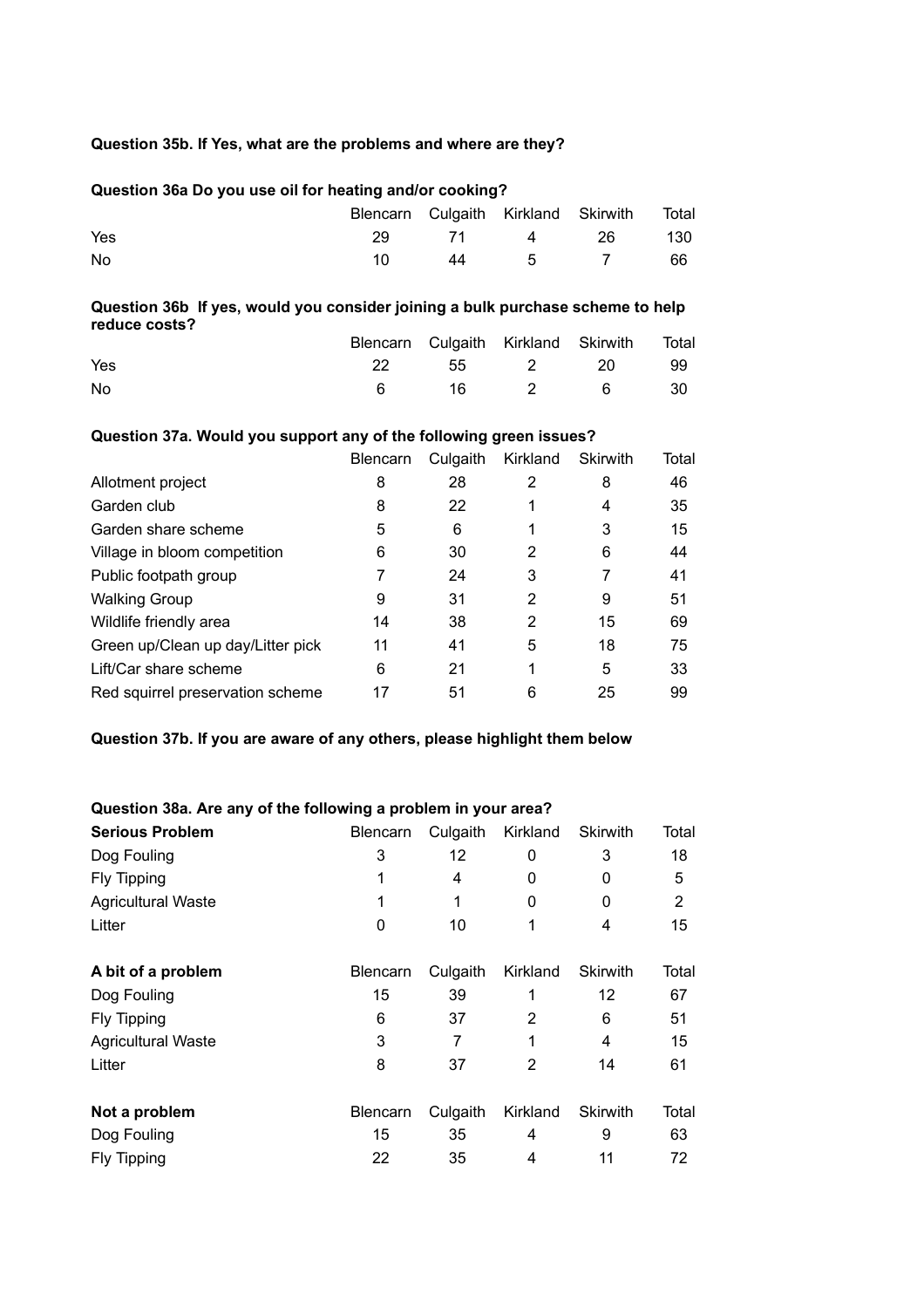**Question 35b. If Yes, what are the problems and where are they?**

**Question 36a Do you use oil for heating and/or cooking?**

| | Blencarn | Culgaith | Kirkland | Skirwith | Total |
|---|---|---|---|---|---|
| Yes | 29 | 71 | 4 | 26 | 130 |
| No | 10 | 44 | 5 | 7 | 66 |

**Question 36b If yes, would you consider joining a bulk purchase scheme to help reduce costs?**

| | Blencarn | Culgaith | Kirkland | Skirwith | Total |
|---|---|---|---|---|---|
| Yes | 22 | 55 | 2 | 20 | 99 |
| No | 6 | 16 | 2 | 6 | 30 |

**Question 37a. Would you support any of the following green issues?**

| | Blencarn | Culgaith | Kirkland | Skirwith | Total |
|---|---|---|---|---|---|
| Allotment project | 8 | 28 | 2 | 8 | 46 |
| Garden club | 8 | 22 | 1 | 4 | 35 |
| Garden share scheme | 5 | 6 | 1 | 3 | 15 |
| Village in bloom competition | 6 | 30 | 2 | 6 | 44 |
| Public footpath group | 7 | 24 | 3 | 7 | 41 |
| Walking Group | 9 | 31 | 2 | 9 | 51 |
| Wildlife friendly area | 14 | 38 | 2 | 15 | 69 |
| Green up/Clean up day/Litter pick | 11 | 41 | 5 | 18 | 75 |
| Lift/Car share scheme | 6 | 21 | 1 | 5 | 33 |
| Red squirrel preservation scheme | 17 | 51 | 6 | 25 | 99 |

**Question 37b. If you are aware of any others, please highlight them below**

**Question 38a. Are any of the following a problem in your area?**

| **Serious Problem** | Blencarn | Culgaith | Kirkland | Skirwith | Total |
|---|---|---|---|---|---|
| Dog Fouling | 3 | 12 | 0 | 3 | 18 |
| Fly Tipping | 1 | 4 | 0 | 0 | 5 |
| Agricultural Waste | 1 | 1 | 0 | 0 | 2 |
| Litter | 0 | 10 | 1 | 4 | 15 |

| **A bit of a problem** | Blencarn | Culgaith | Kirkland | Skirwith | Total |
|---|---|---|---|---|---|
| Dog Fouling | 15 | 39 | 1 | 12 | 67 |
| Fly Tipping | 6 | 37 | 2 | 6 | 51 |
| Agricultural Waste | 3 | 7 | 1 | 4 | 15 |
| Litter | 8 | 37 | 2 | 14 | 61 |

| **Not a problem** | Blencarn | Culgaith | Kirkland | Skirwith | Total |
|---|---|---|---|---|---|
| Dog Fouling | 15 | 35 | 4 | 9 | 63 |
| Fly Tipping | 22 | 35 | 4 | 11 | 72 |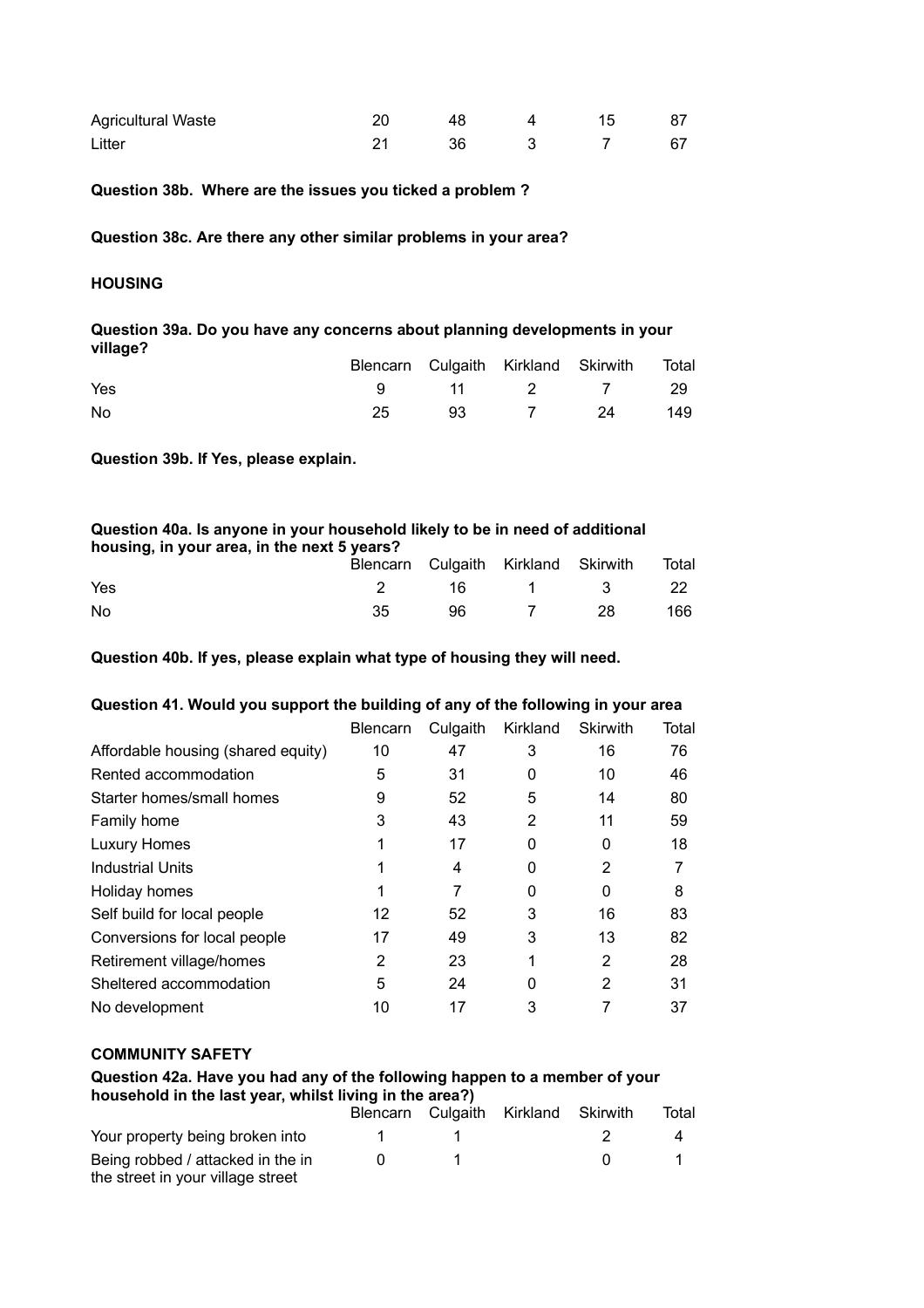| | | | | | |
|---|---|---|---|---|---|
| Agricultural Waste | 20 | 48 | 4 | 15 | 87 |
| Litter | 21 | 36 | 3 | 7 | 67 |

**Question 38b. Where are the issues you ticked a problem ?**

**Question 38c. Are there any other similar problems in your area?**

**HOUSING**

**Question 39a. Do you have any concerns about planning developments in your village?**

| | Blencarn | Culgaith | Kirkland | Skirwith | Total |
|---|---|---|---|---|---|
| Yes | 9 | 11 | 2 | 7 | 29 |
| No | 25 | 93 | 7 | 24 | 149 |

**Question 39b. If Yes, please explain.**

**Question 40a. Is anyone in your household likely to be in need of additional housing, in your area, in the next 5 years?**

| | Blencarn | Culgaith | Kirkland | Skirwith | Total |
|---|---|---|---|---|---|
| Yes | 2 | 16 | 1 | 3 | 22 |
| No | 35 | 96 | 7 | 28 | 166 |

**Question 40b. If yes, please explain what type of housing they will need.**

**Question 41. Would you support the building of any of the following in your area**

| | Blencarn | Culgaith | Kirkland | Skirwith | Total |
|---|---|---|---|---|---|
| Affordable housing (shared equity) | 10 | 47 | 3 | 16 | 76 |
| Rented accommodation | 5 | 31 | 0 | 10 | 46 |
| Starter homes/small homes | 9 | 52 | 5 | 14 | 80 |
| Family home | 3 | 43 | 2 | 11 | 59 |
| Luxury Homes | 1 | 17 | 0 | 0 | 18 |
| Industrial Units | 1 | 4 | 0 | 2 | 7 |
| Holiday homes | 1 | 7 | 0 | 0 | 8 |
| Self build for local people | 12 | 52 | 3 | 16 | 83 |
| Conversions for local people | 17 | 49 | 3 | 13 | 82 |
| Retirement village/homes | 2 | 23 | 1 | 2 | 28 |
| Sheltered accommodation | 5 | 24 | 0 | 2 | 31 |
| No development | 10 | 17 | 3 | 7 | 37 |

**COMMUNITY SAFETY**

**Question 42a. Have you had any of the following happen to a member of your household in the last year, whilst living in the area?)**

| | Blencarn | Culgaith | Kirkland | Skirwith | Total |
|---|---|---|---|---|---|
| Your property being broken into | 1 | 1 | | 2 | 4 |
| Being robbed / attacked in the in the street in your village street | 0 | 1 | | 0 | 1 |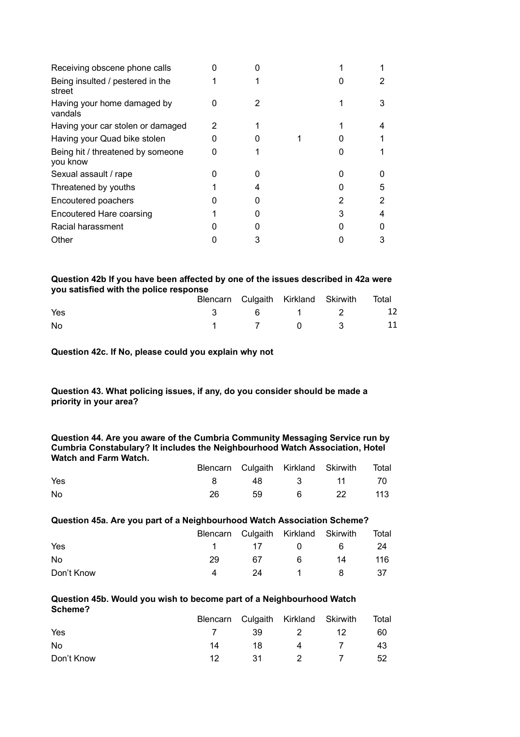| | | | | | |
|---|---|---|---|---|---|
| Receiving obscene phone calls | 0 | 0 | | 1 | 1 |
| Being insulted / pestered in the street | 1 | 1 | | 0 | 2 |
| Having your home damaged by vandals | 0 | 2 | | 1 | 3 |
| Having your car stolen or damaged | 2 | 1 | | 1 | 4 |
| Having your Quad bike stolen | 0 | 0 | 1 | 0 | 1 |
| Being hit / threatened by someone you know | 0 | 1 | | 0 | 1 |
| Sexual assault / rape | 0 | 0 | | 0 | 0 |
| Threatened by youths | 1 | 4 | | 0 | 5 |
| Encoutered poachers | 0 | 0 | | 2 | 2 |
| Encoutered Hare coarsing | 1 | 0 | | 3 | 4 |
| Racial harassment | 0 | 0 | | 0 | 0 |
| Other | 0 | 3 | | 0 | 3 |

**Question 42b If you have been affected by one of the issues described in 42a were you satisfied with the police response**

| | Blencarn | Culgaith | Kirkland | Skirwith | Total |
|---|---|---|---|---|---|
| Yes | 3 | 6 | 1 | 2 | 12 |
| No | 1 | 7 | 0 | 3 | 11 |

**Question 42c. If No, please could you explain why not**

**Question 43. What policing issues, if any, do you consider should be made a priority in your area?**

**Question 44. Are you aware of the Cumbria Community Messaging Service run by Cumbria Constabulary? It includes the Neighbourhood Watch Association, Hotel Watch and Farm Watch.**

| | Blencarn | Culgaith | Kirkland | Skirwith | Total |
|---|---|---|---|---|---|
| Yes | 8 | 48 | 3 | 11 | 70 |
| No | 26 | 59 | 6 | 22 | 113 |

**Question 45a. Are you part of a Neighbourhood Watch Association Scheme?**

| | Blencarn | Culgaith | Kirkland | Skirwith | Total |
|---|---|---|---|---|---|
| Yes | 1 | 17 | 0 | 6 | 24 |
| No | 29 | 67 | 6 | 14 | 116 |
| Don't Know | 4 | 24 | 1 | 8 | 37 |

**Question 45b. Would you wish to become part of a Neighbourhood Watch Scheme?**

| | Blencarn | Culgaith | Kirkland | Skirwith | Total |
|---|---|---|---|---|---|
| Yes | 7 | 39 | 2 | 12 | 60 |
| No | 14 | 18 | 4 | 7 | 43 |
| Don't Know | 12 | 31 | 2 | 7 | 52 |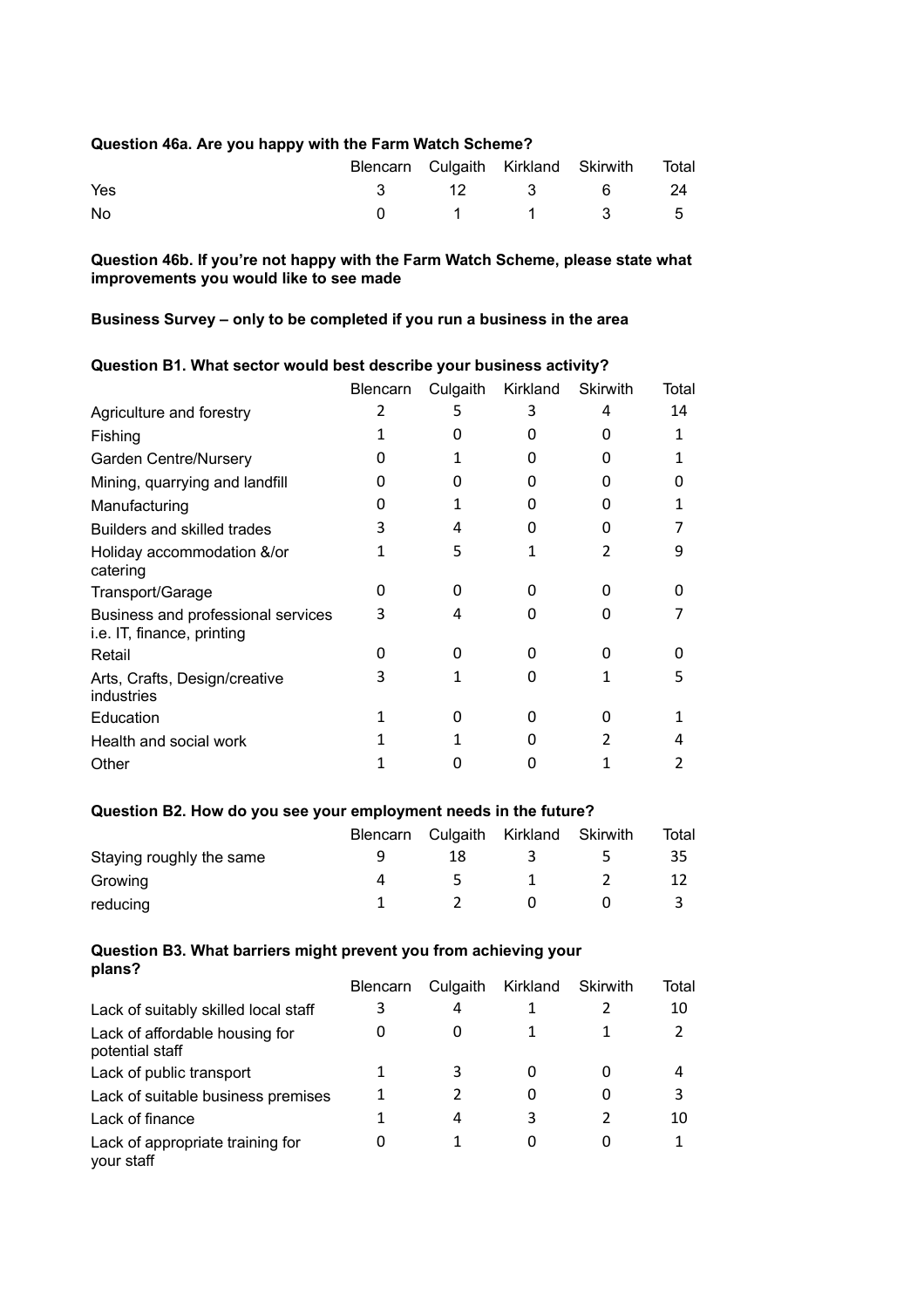**Question 46a. Are you happy with the Farm Watch Scheme?**

| | Blencarn | Culgaith | Kirkland | Skirwith | Total |
|---|---|---|---|---|---|
| Yes | 3 | 12 | 3 | 6 | 24 |
| No | 0 | 1 | 1 | 3 | 5 |

**Question 46b. If you're not happy with the Farm Watch Scheme, please state what improvements you would like to see made**

**Business Survey – only to be completed if you run a business in the area**

**Question B1. What sector would best describe your business activity?**

| | Blencarn | Culgaith | Kirkland | Skirwith | Total |
|---|---|---|---|---|---|
| Agriculture and forestry | 2 | 5 | 3 | 4 | 14 |
| Fishing | 1 | 0 | 0 | 0 | 1 |
| Garden Centre/Nursery | 0 | 1 | 0 | 0 | 1 |
| Mining, quarrying and landfill | 0 | 0 | 0 | 0 | 0 |
| Manufacturing | 0 | 1 | 0 | 0 | 1 |
| Builders and skilled trades | 3 | 4 | 0 | 0 | 7 |
| Holiday accommodation &/or catering | 1 | 5 | 1 | 2 | 9 |
| Transport/Garage | 0 | 0 | 0 | 0 | 0 |
| Business and professional services i.e. IT, finance, printing | 3 | 4 | 0 | 0 | 7 |
| Retail | 0 | 0 | 0 | 0 | 0 |
| Arts, Crafts, Design/creative industries | 3 | 1 | 0 | 1 | 5 |
| Education | 1 | 0 | 0 | 0 | 1 |
| Health and social work | 1 | 1 | 0 | 2 | 4 |
| Other | 1 | 0 | 0 | 1 | 2 |

**Question B2. How do you see your employment needs in the future?**

| | Blencarn | Culgaith | Kirkland | Skirwith | Total |
|---|---|---|---|---|---|
| Staying roughly the same | 9 | 18 | 3 | 5 | 35 |
| Growing | 4 | 5 | 1 | 2 | 12 |
| reducing | 1 | 2 | 0 | 0 | 3 |

**Question B3. What barriers might prevent you from achieving your plans?**

| | Blencarn | Culgaith | Kirkland | Skirwith | Total |
|---|---|---|---|---|---|
| Lack of suitably skilled local staff | 3 | 4 | 1 | 2 | 10 |
| Lack of affordable housing for potential staff | 0 | 0 | 1 | 1 | 2 |
| Lack of public transport | 1 | 3 | 0 | 0 | 4 |
| Lack of suitable business premises | 1 | 2 | 0 | 0 | 3 |
| Lack of finance | 1 | 4 | 3 | 2 | 10 |
| Lack of appropriate training for your staff | 0 | 1 | 0 | 0 | 1 |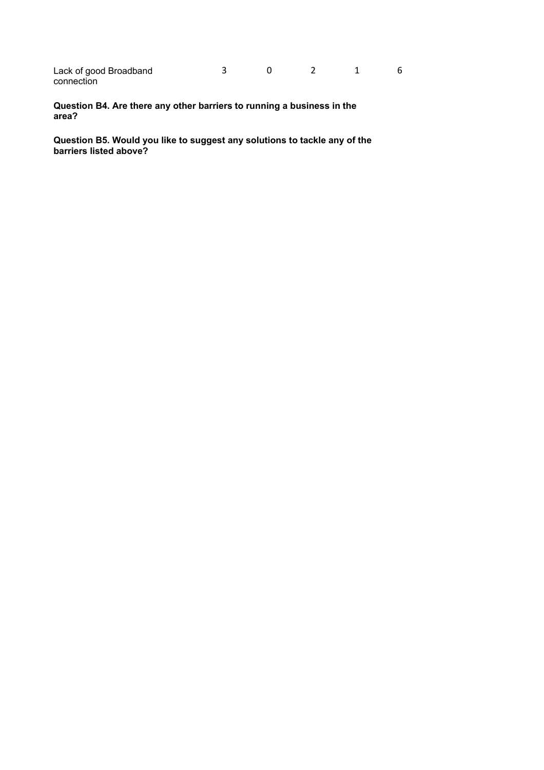| | | | | | |
|---|---|---|---|---|---|
| Lack of good Broadband connection | 3 | 0 | 2 | 1 | 6 |

**Question B4. Are there any other barriers to running a business in the area?**

**Question B5. Would you like to suggest any solutions to tackle any of the barriers listed above?**